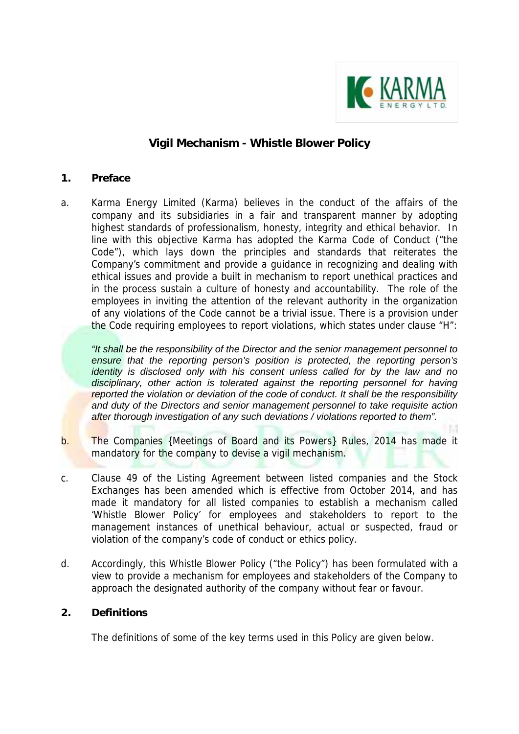# Vigil Mechanism - Whistle Blower Policy

## 1. Preface

a. Karma Energy Limited (Karma) believes in the conduct of the affairs of the company and its subsidiaries in a fair and transparent manner by adopting highest standards of professionalism, honesty, integrity and ethical behavior. In line with this objective Karma has adopted the Karma Code of Conduct ("the Code"), which lays down the principles and standards that reiterates the Company's commitment and provide a guidance in recognizing and dealing with ethical issues and provide a built in mechanism to report unethical practices and in the process sustain a culture of honesty and accountability. The role of the employees in inviting the attention of the relevant authority in the organization of any violations of the Code cannot be a trivial issue. There is a provision under the Code requiring employees to report violations, which states under clause "H":

   *"It shall be the responsibility of the Director and the senior management personnel to ensure that the reporting person's position is protected, the reporting person's identity is disclosed only with his consent unless called for by the law and no disciplinary, other action is tolerated against the reporting personnel for having reported the violation or deviation of the code of conduct. It shall be the responsibility and duty of the Directors and senior management personnel to take requisite action after thorough investigation of any such deviations / violations reported to them".*

b. The Companies {Meetings of Board and its Powers} Rules, 2014 has made it mandatory for the company to devise a vigil mechanism.

c. Clause 49 of the Listing Agreement between listed companies and the Stock Exchanges has been amended which is effective from October 2014, and has made it mandatory for all listed companies to establish a mechanism called 'Whistle Blower Policy' for employees and stakeholders to report to the management instances of unethical behaviour, actual or suspected, fraud or violation of the company's code of conduct or ethics policy.

d. Accordingly, this Whistle Blower Policy ("the Policy") has been formulated with a view to provide a mechanism for employees and stakeholders of the Company to approach the designated authority of the company without fear or favour.

## 2. Definitions

The definitions of some of the key terms used in this Policy are given below.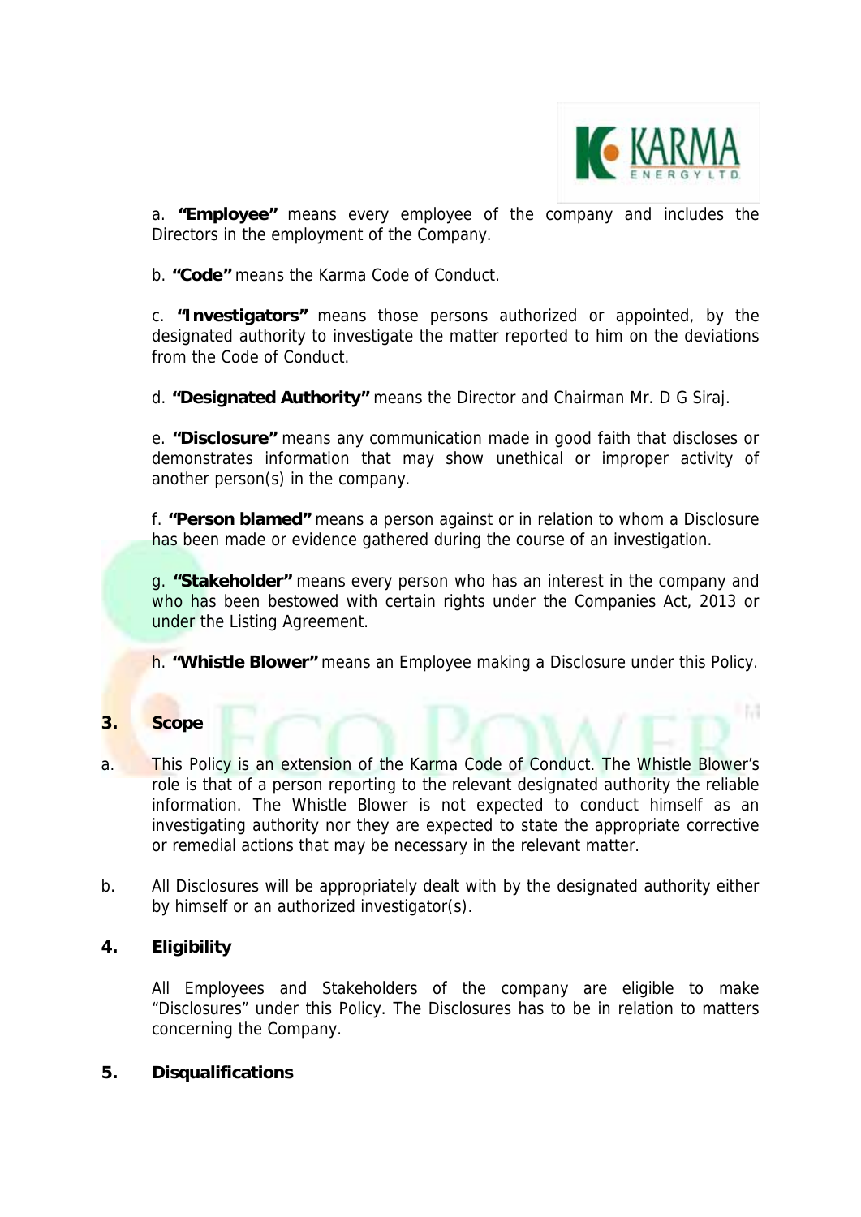a. **"Employee"** means every employee of the company and includes the Directors in the employment of the Company.

b. **"Code"** means the Karma Code of Conduct.

c. **"Investigators"** means those persons authorized or appointed, by the designated authority to investigate the matter reported to him on the deviations from the Code of Conduct.

d. **"Designated Authority"** means the Director and Chairman Mr. D G Siraj.

e. **"Disclosure"** means any communication made in good faith that discloses or demonstrates information that may show unethical or improper activity of another person(s) in the company.

f. **"Person blamed"** means a person against or in relation to whom a Disclosure has been made or evidence gathered during the course of an investigation.

g. **"Stakeholder"** means every person who has an interest in the company and who has been bestowed with certain rights under the Companies Act, 2013 or under the Listing Agreement.

h. **"Whistle Blower"** means an Employee making a Disclosure under this Policy.

## 3. Scope

a. This Policy is an extension of the Karma Code of Conduct. The Whistle Blower's role is that of a person reporting to the relevant designated authority the reliable information. The Whistle Blower is not expected to conduct himself as an investigating authority nor they are expected to state the appropriate corrective or remedial actions that may be necessary in the relevant matter.

b. All Disclosures will be appropriately dealt with by the designated authority either by himself or an authorized investigator(s).

## 4. Eligibility

All Employees and Stakeholders of the company are eligible to make "Disclosures" under this Policy. The Disclosures has to be in relation to matters concerning the Company.

## 5. Disqualifications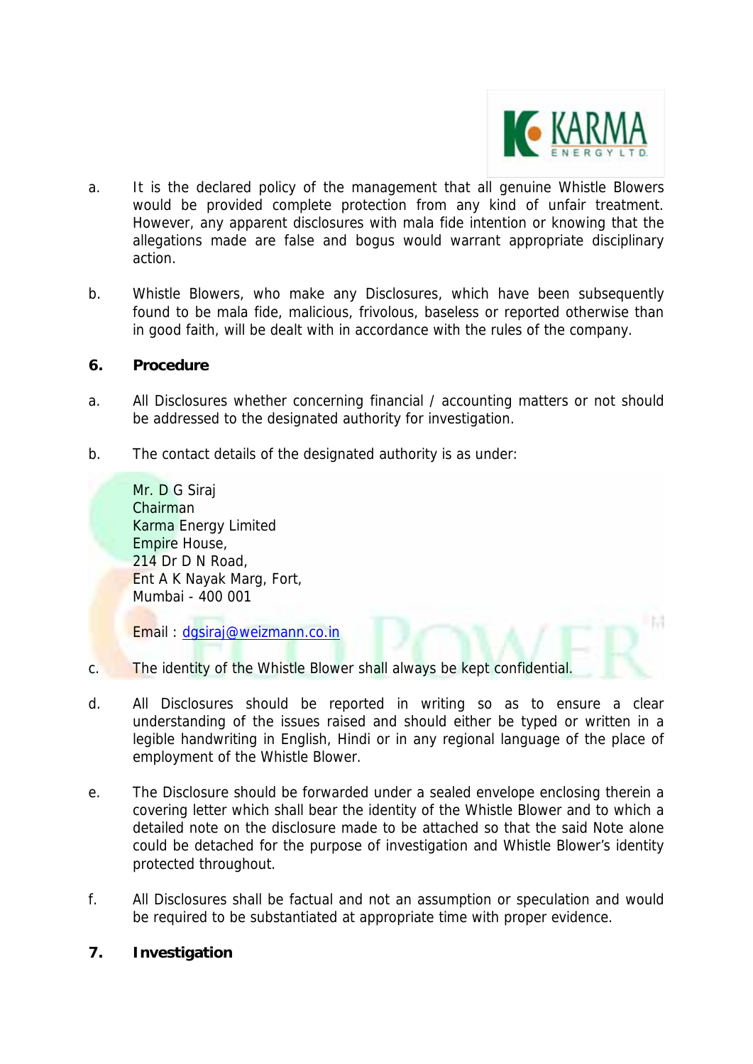a. It is the declared policy of the management that all genuine Whistle Blowers would be provided complete protection from any kind of unfair treatment. However, any apparent disclosures with mala fide intention or knowing that the allegations made are false and bogus would warrant appropriate disciplinary action.

b. Whistle Blowers, who make any Disclosures, which have been subsequently found to be mala fide, malicious, frivolous, baseless or reported otherwise than in good faith, will be dealt with in accordance with the rules of the company.

## 6. Procedure

a. All Disclosures whether concerning financial / accounting matters or not should be addressed to the designated authority for investigation.

b. The contact details of the designated authority is as under:

Mr. D G Siraj
Chairman
Karma Energy Limited
Empire House,
214 Dr D N Road,
Ent A K Nayak Marg, Fort,
Mumbai - 400 001

Email : dgsiraj@weizmann.co.in

c. The identity of the Whistle Blower shall always be kept confidential.

d. All Disclosures should be reported in writing so as to ensure a clear understanding of the issues raised and should either be typed or written in a legible handwriting in English, Hindi or in any regional language of the place of employment of the Whistle Blower.

e. The Disclosure should be forwarded under a sealed envelope enclosing therein a covering letter which shall bear the identity of the Whistle Blower and to which a detailed note on the disclosure made to be attached so that the said Note alone could be detached for the purpose of investigation and Whistle Blower's identity protected throughout.

f. All Disclosures shall be factual and not an assumption or speculation and would be required to be substantiated at appropriate time with proper evidence.

## 7. Investigation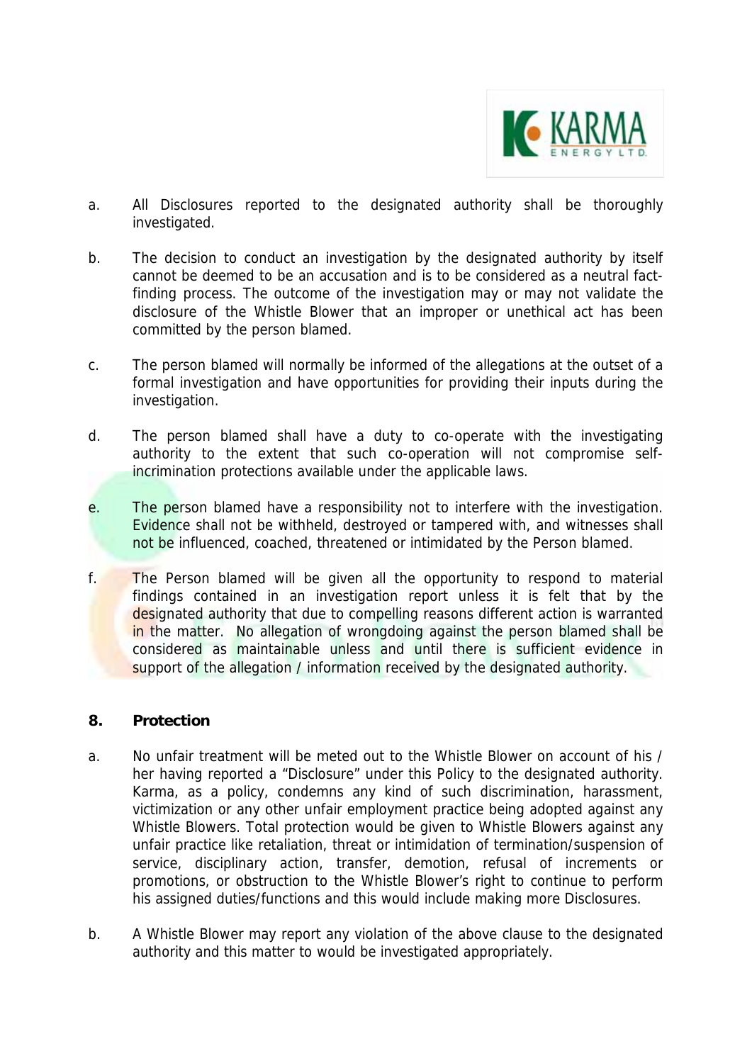a. All Disclosures reported to the designated authority shall be thoroughly investigated.

b. The decision to conduct an investigation by the designated authority by itself cannot be deemed to be an accusation and is to be considered as a neutral fact-finding process. The outcome of the investigation may or may not validate the disclosure of the Whistle Blower that an improper or unethical act has been committed by the person blamed.

c. The person blamed will normally be informed of the allegations at the outset of a formal investigation and have opportunities for providing their inputs during the investigation.

d. The person blamed shall have a duty to co-operate with the investigating authority to the extent that such co-operation will not compromise self-incrimination protections available under the applicable laws.

e. The person blamed have a responsibility not to interfere with the investigation. Evidence shall not be withheld, destroyed or tampered with, and witnesses shall not be influenced, coached, threatened or intimidated by the Person blamed.

f. The Person blamed will be given all the opportunity to respond to material findings contained in an investigation report unless it is felt that by the designated authority that due to compelling reasons different action is warranted in the matter. No allegation of wrongdoing against the person blamed shall be considered as maintainable unless and until there is sufficient evidence in support of the allegation / information received by the designated authority.

## 8. Protection

a. No unfair treatment will be meted out to the Whistle Blower on account of his / her having reported a "Disclosure" under this Policy to the designated authority. Karma, as a policy, condemns any kind of such discrimination, harassment, victimization or any other unfair employment practice being adopted against any Whistle Blowers. Total protection would be given to Whistle Blowers against any unfair practice like retaliation, threat or intimidation of termination/suspension of service, disciplinary action, transfer, demotion, refusal of increments or promotions, or obstruction to the Whistle Blower's right to continue to perform his assigned duties/functions and this would include making more Disclosures.

b. A Whistle Blower may report any violation of the above clause to the designated authority and this matter to would be investigated appropriately.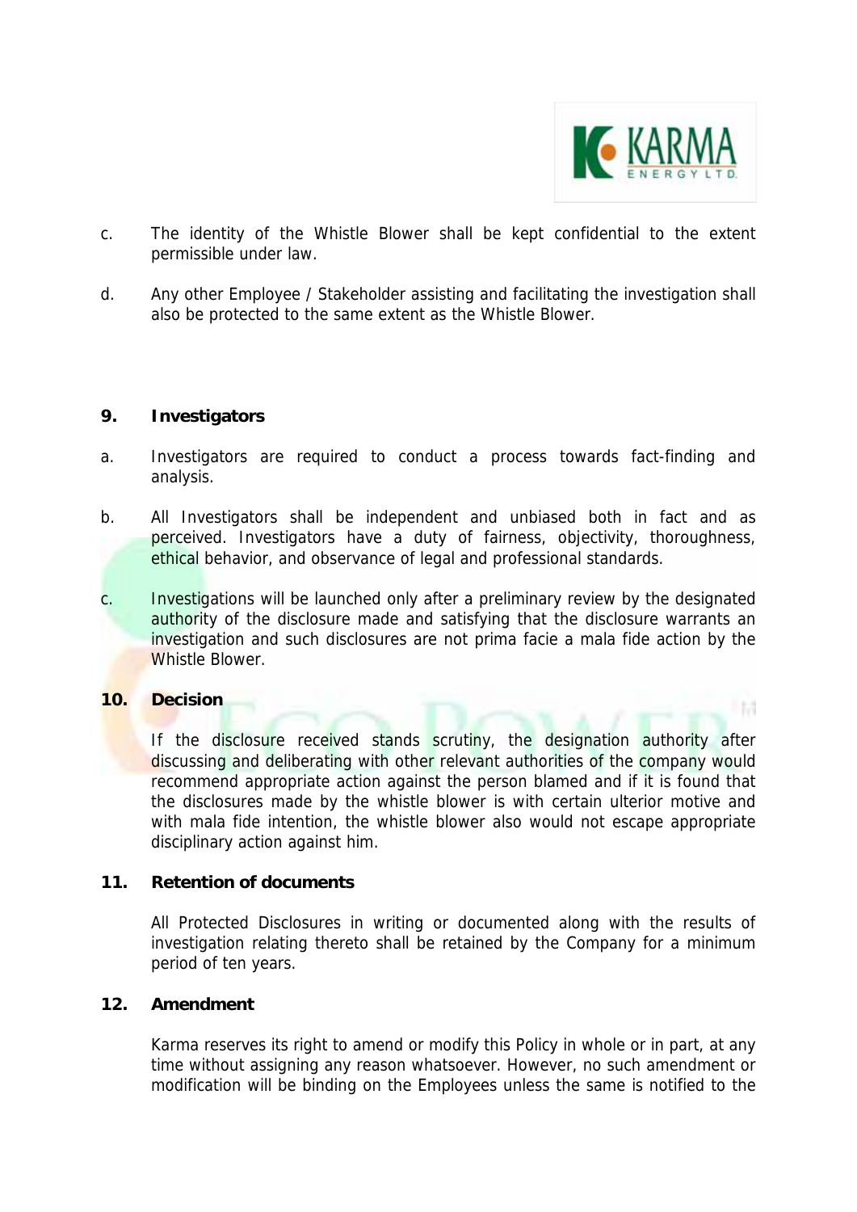c. The identity of the Whistle Blower shall be kept confidential to the extent permissible under law.

d. Any other Employee / Stakeholder assisting and facilitating the investigation shall also be protected to the same extent as the Whistle Blower.

## 9. Investigators

a. Investigators are required to conduct a process towards fact-finding and analysis.

b. All Investigators shall be independent and unbiased both in fact and as perceived. Investigators have a duty of fairness, objectivity, thoroughness, ethical behavior, and observance of legal and professional standards.

c. Investigations will be launched only after a preliminary review by the designated authority of the disclosure made and satisfying that the disclosure warrants an investigation and such disclosures are not prima facie a mala fide action by the Whistle Blower.

## 10. Decision

If the disclosure received stands scrutiny, the designation authority after discussing and deliberating with other relevant authorities of the company would recommend appropriate action against the person blamed and if it is found that the disclosures made by the whistle blower is with certain ulterior motive and with mala fide intention, the whistle blower also would not escape appropriate disciplinary action against him.

## 11. Retention of documents

All Protected Disclosures in writing or documented along with the results of investigation relating thereto shall be retained by the Company for a minimum period of ten years.

## 12. Amendment

Karma reserves its right to amend or modify this Policy in whole or in part, at any time without assigning any reason whatsoever. However, no such amendment or modification will be binding on the Employees unless the same is notified to the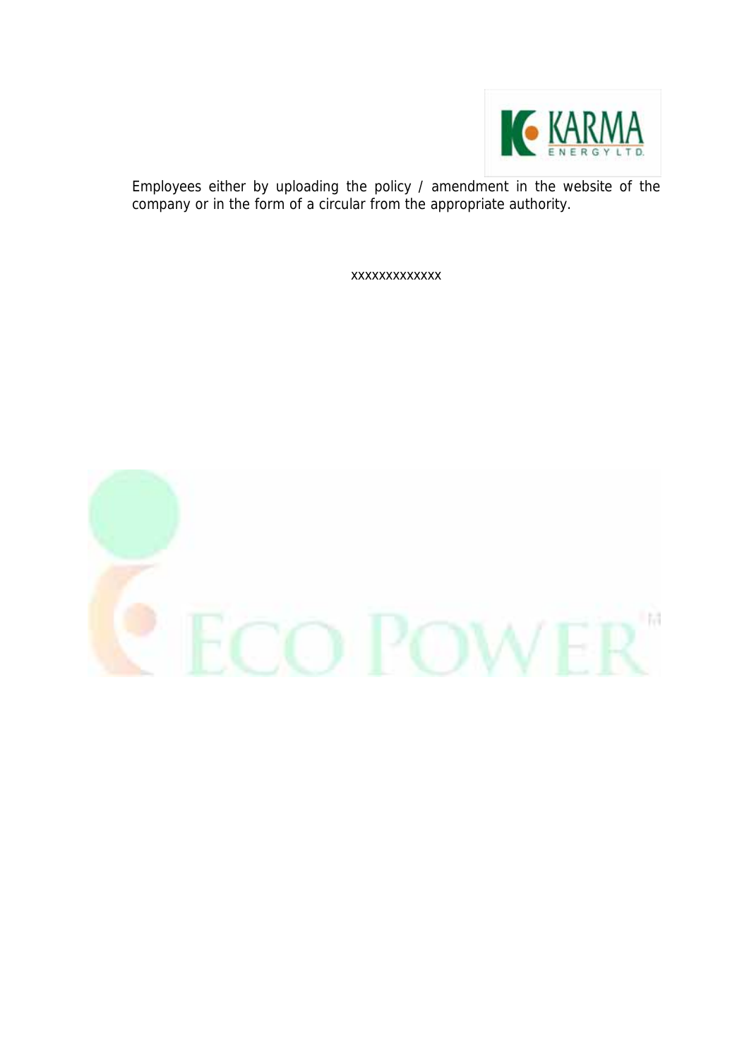Employees either by uploading the policy / amendment in the website of the company or in the form of a circular from the appropriate authority.

xxxxxxxxxxxxx